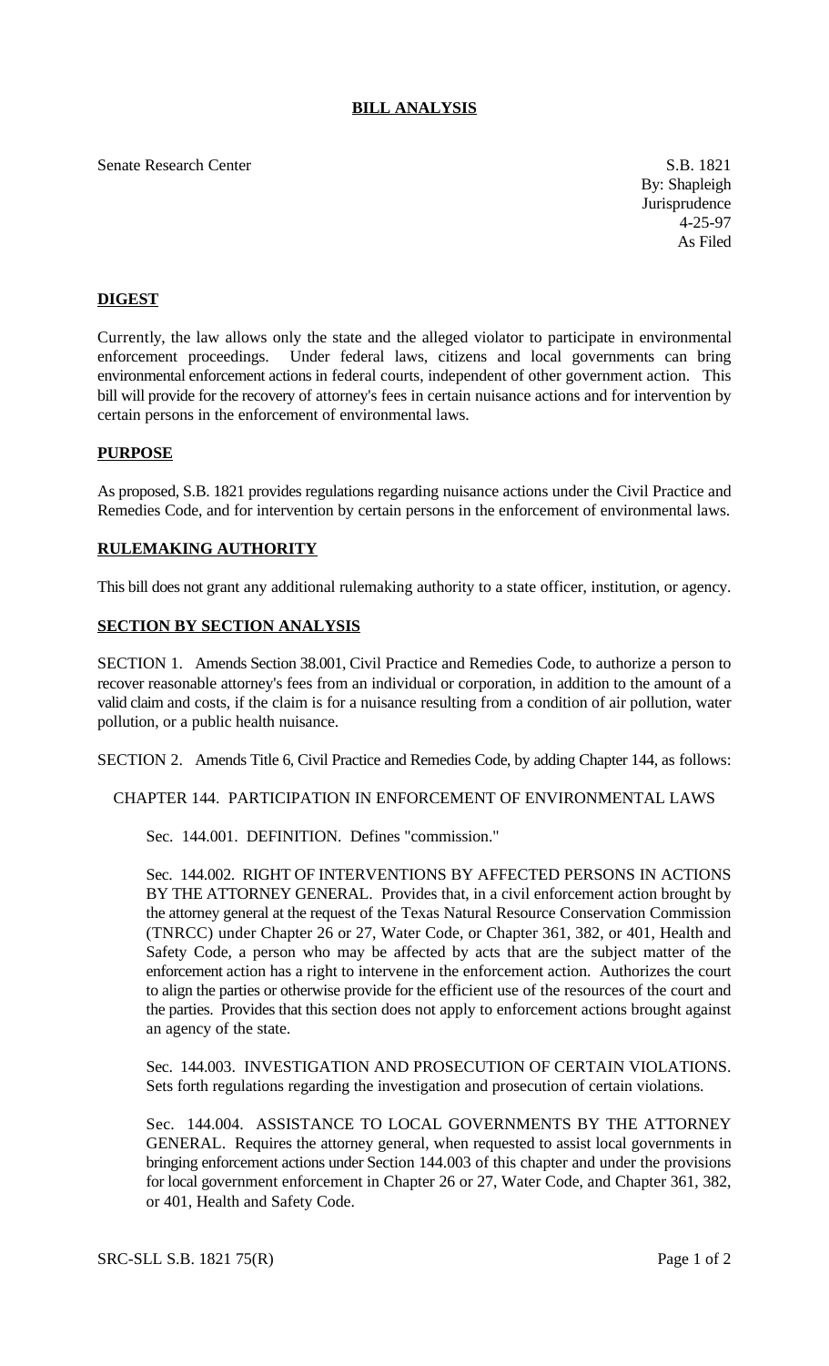# BILL ANALYSIS

Senate Research Center

S.B. 1821
By: Shapleigh
Jurisprudence
4-25-97
As Filed

## DIGEST

Currently, the law allows only the state and the alleged violator to participate in environmental enforcement proceedings. Under federal laws, citizens and local governments can bring environmental enforcement actions in federal courts, independent of other government action. This bill will provide for the recovery of attorney's fees in certain nuisance actions and for intervention by certain persons in the enforcement of environmental laws.

## PURPOSE

As proposed, S.B. 1821 provides regulations regarding nuisance actions under the Civil Practice and Remedies Code, and for intervention by certain persons in the enforcement of environmental laws.

## RULEMAKING AUTHORITY

This bill does not grant any additional rulemaking authority to a state officer, institution, or agency.

## SECTION BY SECTION ANALYSIS

SECTION 1. Amends Section 38.001, Civil Practice and Remedies Code, to authorize a person to recover reasonable attorney's fees from an individual or corporation, in addition to the amount of a valid claim and costs, if the claim is for a nuisance resulting from a condition of air pollution, water pollution, or a public health nuisance.

SECTION 2. Amends Title 6, Civil Practice and Remedies Code, by adding Chapter 144, as follows:

CHAPTER 144. PARTICIPATION IN ENFORCEMENT OF ENVIRONMENTAL LAWS

Sec. 144.001. DEFINITION. Defines "commission."

Sec. 144.002. RIGHT OF INTERVENTIONS BY AFFECTED PERSONS IN ACTIONS BY THE ATTORNEY GENERAL. Provides that, in a civil enforcement action brought by the attorney general at the request of the Texas Natural Resource Conservation Commission (TNRCC) under Chapter 26 or 27, Water Code, or Chapter 361, 382, or 401, Health and Safety Code, a person who may be affected by acts that are the subject matter of the enforcement action has a right to intervene in the enforcement action. Authorizes the court to align the parties or otherwise provide for the efficient use of the resources of the court and the parties. Provides that this section does not apply to enforcement actions brought against an agency of the state.

Sec. 144.003. INVESTIGATION AND PROSECUTION OF CERTAIN VIOLATIONS. Sets forth regulations regarding the investigation and prosecution of certain violations.

Sec. 144.004. ASSISTANCE TO LOCAL GOVERNMENTS BY THE ATTORNEY GENERAL. Requires the attorney general, when requested to assist local governments in bringing enforcement actions under Section 144.003 of this chapter and under the provisions for local government enforcement in Chapter 26 or 27, Water Code, and Chapter 361, 382, or 401, Health and Safety Code.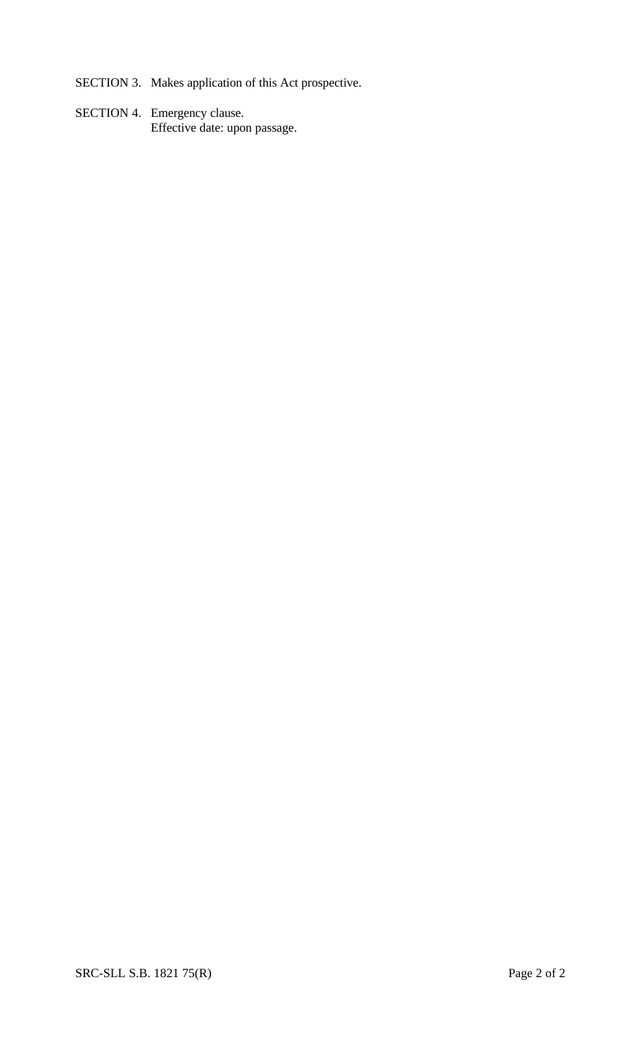SECTION 3. Makes application of this Act prospective.

SECTION 4. Emergency clause.
Effective date: upon passage.